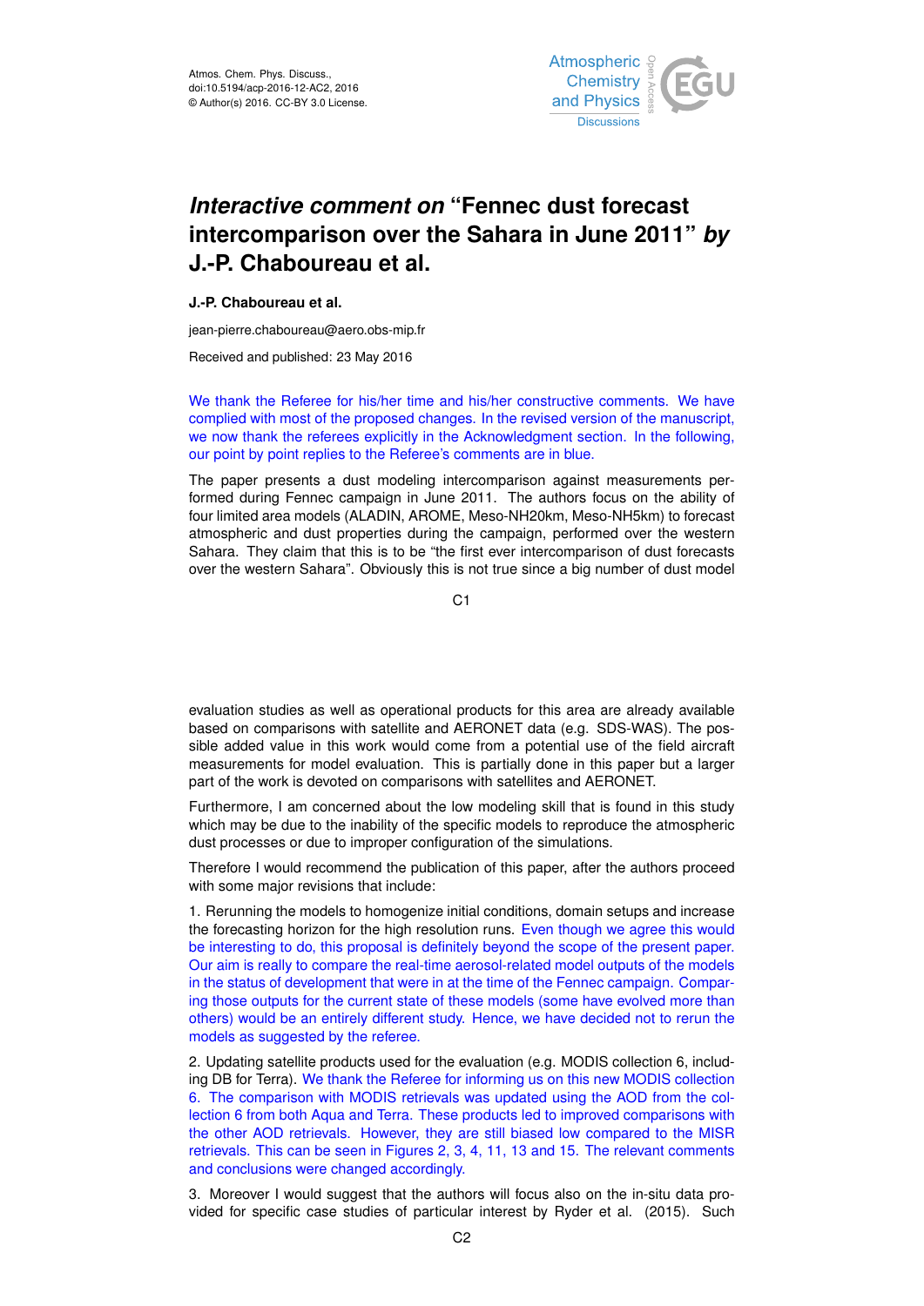# *Interactive comment on* "Fennec dust forecast intercomparison over the Sahara in June 2011" *by* J.-P. Chaboureau et al.

**J.-P. Chaboureau et al.**

jean-pierre.chaboureau@aero.obs-mip.fr

Received and published: 23 May 2016

We thank the Referee for his/her time and his/her constructive comments. We have complied with most of the proposed changes. In the revised version of the manuscript, we now thank the referees explicitly in the Acknowledgment section. In the following, our point by point replies to the Referee's comments are in blue.

The paper presents a dust modeling intercomparison against measurements performed during Fennec campaign in June 2011. The authors focus on the ability of four limited area models (ALADIN, AROME, Meso-NH20km, Meso-NH5km) to forecast atmospheric and dust properties during the campaign, performed over the western Sahara. They claim that this is to be "the first ever intercomparison of dust forecasts over the western Sahara". Obviously this is not true since a big number of dust model evaluation studies as well as operational products for this area are already available based on comparisons with satellite and AERONET data (e.g. SDS-WAS). The possible added value in this work would come from a potential use of the field aircraft measurements for model evaluation. This is partially done in this paper but a larger part of the work is devoted on comparisons with satellites and AERONET.

Furthermore, I am concerned about the low modeling skill that is found in this study which may be due to the inability of the specific models to reproduce the atmospheric dust processes or due to improper configuration of the simulations.

Therefore I would recommend the publication of this paper, after the authors proceed with some major revisions that include:

1. Rerunning the models to homogenize initial conditions, domain setups and increase the forecasting horizon for the high resolution runs. Even though we agree this would be interesting to do, this proposal is definitely beyond the scope of the present paper. Our aim is really to compare the real-time aerosol-related model outputs of the models in the status of development that were in at the time of the Fennec campaign. Comparing those outputs for the current state of these models (some have evolved more than others) would be an entirely different study. Hence, we have decided not to rerun the models as suggested by the referee.

2. Updating satellite products used for the evaluation (e.g. MODIS collection 6, including DB for Terra). We thank the Referee for informing us on this new MODIS collection 6. The comparison with MODIS retrievals was updated using the AOD from the collection 6 from both Aqua and Terra. These products led to improved comparisons with the other AOD retrievals. However, they are still biased low compared to the MISR retrievals. This can be seen in Figures 2, 3, 4, 11, 13 and 15. The relevant comments and conclusions were changed accordingly.

3. Moreover I would suggest that the authors will focus also on the in-situ data provided for specific case studies of particular interest by Ryder et al. (2015). Such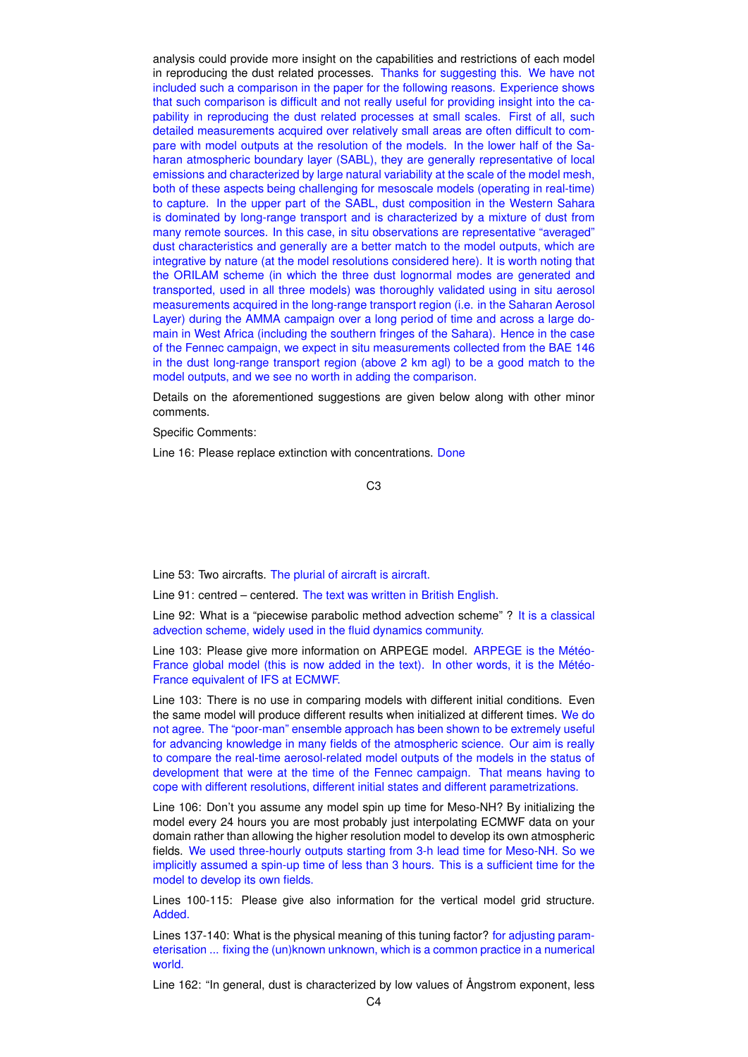analysis could provide more insight on the capabilities and restrictions of each model in reproducing the dust related processes. Thanks for suggesting this. We have not included such a comparison in the paper for the following reasons. Experience shows that such comparison is difficult and not really useful for providing insight into the capability in reproducing the dust related processes at small scales. First of all, such detailed measurements acquired over relatively small areas are often difficult to compare with model outputs at the resolution of the models. In the lower half of the Saharan atmospheric boundary layer (SABL), they are generally representative of local emissions and characterized by large natural variability at the scale of the model mesh, both of these aspects being challenging for mesoscale models (operating in real-time) to capture. In the upper part of the SABL, dust composition in the Western Sahara is dominated by long-range transport and is characterized by a mixture of dust from many remote sources. In this case, in situ observations are representative "averaged" dust characteristics and generally are a better match to the model outputs, which are integrative by nature (at the model resolutions considered here). It is worth noting that the ORILAM scheme (in which the three dust lognormal modes are generated and transported, used in all three models) was thoroughly validated using in situ aerosol measurements acquired in the long-range transport region (i.e. in the Saharan Aerosol Layer) during the AMMA campaign over a long period of time and across a large domain in West Africa (including the southern fringes of the Sahara). Hence in the case of the Fennec campaign, we expect in situ measurements collected from the BAE 146 in the dust long-range transport region (above 2 km agl) to be a good match to the model outputs, and we see no worth in adding the comparison.

Details on the aforementioned suggestions are given below along with other minor comments.

Specific Comments:

Line 16: Please replace extinction with concentrations. Done

Line 53: Two aircrafts. The plurial of aircraft is aircraft.

Line 91: centred – centered. The text was written in British English.

Line 92: What is a "piecewise parabolic method advection scheme" ? It is a classical advection scheme, widely used in the fluid dynamics community.

Line 103: Please give more information on ARPEGE model. ARPEGE is the Météo-France global model (this is now added in the text). In other words, it is the Météo-France equivalent of IFS at ECMWF.

Line 103: There is no use in comparing models with different initial conditions. Even the same model will produce different results when initialized at different times. We do not agree. The "poor-man" ensemble approach has been shown to be extremely useful for advancing knowledge in many fields of the atmospheric science. Our aim is really to compare the real-time aerosol-related model outputs of the models in the status of development that were at the time of the Fennec campaign. That means having to cope with different resolutions, different initial states and different parametrizations.

Line 106: Don't you assume any model spin up time for Meso-NH? By initializing the model every 24 hours you are most probably just interpolating ECMWF data on your domain rather than allowing the higher resolution model to develop its own atmospheric fields. We used three-hourly outputs starting from 3-h lead time for Meso-NH. So we implicitly assumed a spin-up time of less than 3 hours. This is a sufficient time for the model to develop its own fields.

Lines 100-115: Please give also information for the vertical model grid structure. Added.

Lines 137-140: What is the physical meaning of this tuning factor? for adjusting parameterisation ... fixing the (un)known unknown, which is a common practice in a numerical world.

Line 162: "In general, dust is characterized by low values of Ångstrom exponent, less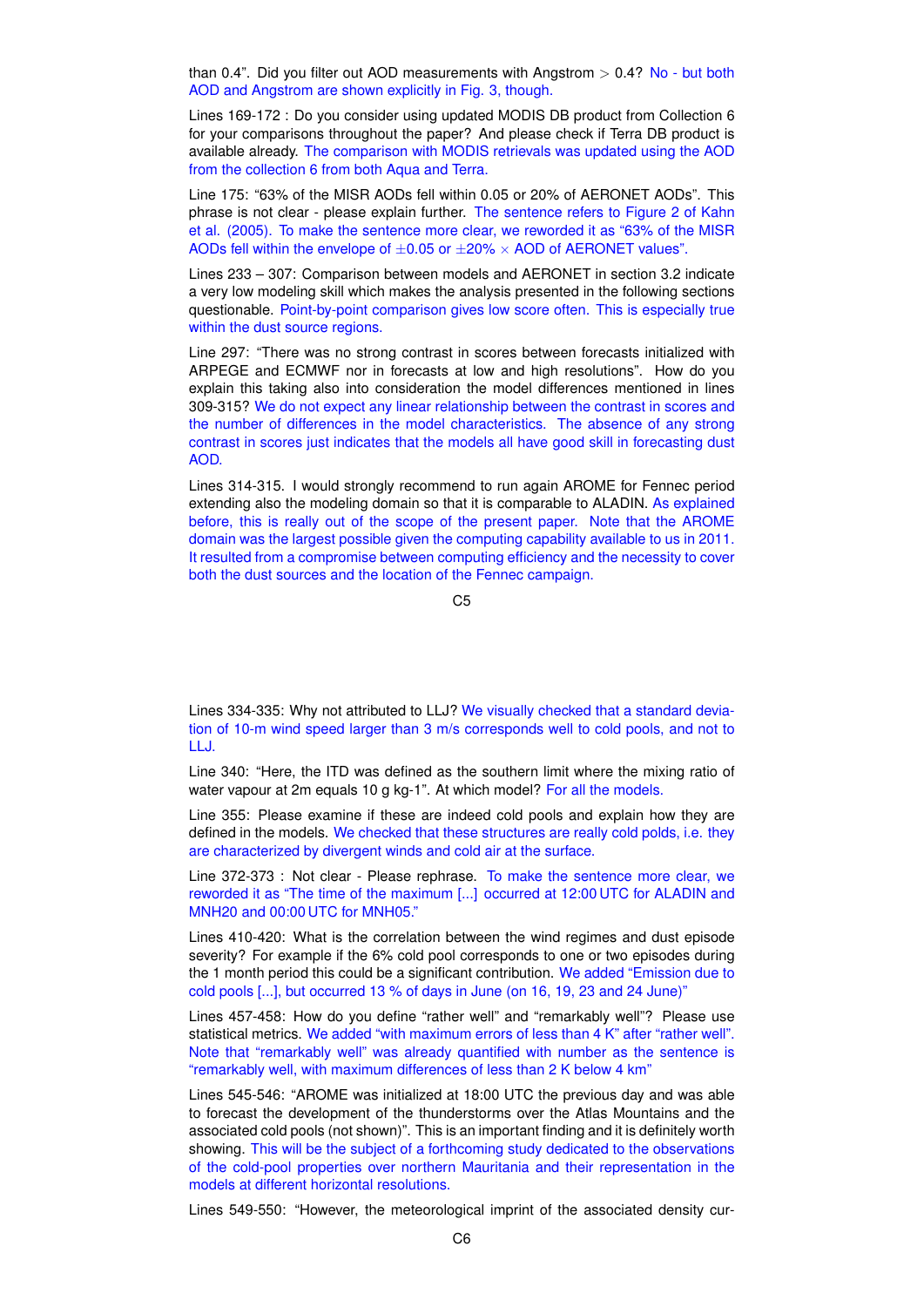than 0.4". Did you filter out AOD measurements with Angstrom > 0.4? No - but both AOD and Angstrom are shown explicitly in Fig. 3, though.

Lines 169-172 : Do you consider using updated MODIS DB product from Collection 6 for your comparisons throughout the paper? And please check if Terra DB product is available already. The comparison with MODIS retrievals was updated using the AOD from the collection 6 from both Aqua and Terra.

Line 175: "63% of the MISR AODs fell within 0.05 or 20% of AERONET AODs". This phrase is not clear - please explain further. The sentence refers to Figure 2 of Kahn et al. (2005). To make the sentence more clear, we reworded it as "63% of the MISR AODs fell within the envelope of $\pm0.05$ or $\pm20\% \times$ AOD of AERONET values".

Lines 233 – 307: Comparison between models and AERONET in section 3.2 indicate a very low modeling skill which makes the analysis presented in the following sections questionable. Point-by-point comparison gives low score often. This is especially true within the dust source regions.

Line 297: "There was no strong contrast in scores between forecasts initialized with ARPEGE and ECMWF nor in forecasts at low and high resolutions". How do you explain this taking also into consideration the model differences mentioned in lines 309-315? We do not expect any linear relationship between the contrast in scores and the number of differences in the model characteristics. The absence of any strong contrast in scores just indicates that the models all have good skill in forecasting dust AOD.

Lines 314-315. I would strongly recommend to run again AROME for Fennec period extending also the modeling domain so that it is comparable to ALADIN. As explained before, this is really out of the scope of the present paper. Note that the AROME domain was the largest possible given the computing capability available to us in 2011. It resulted from a compromise between computing efficiency and the necessity to cover both the dust sources and the location of the Fennec campaign.

Lines 334-335: Why not attributed to LLJ? We visually checked that a standard deviation of 10-m wind speed larger than 3 m/s corresponds well to cold pools, and not to LLJ.

Line 340: "Here, the ITD was defined as the southern limit where the mixing ratio of water vapour at 2m equals 10 g kg-1". At which model? For all the models.

Line 355: Please examine if these are indeed cold pools and explain how they are defined in the models. We checked that these structures are really cold polds, i.e. they are characterized by divergent winds and cold air at the surface.

Line 372-373 : Not clear - Please rephrase. To make the sentence more clear, we reworded it as "The time of the maximum [...] occurred at 12:00 UTC for ALADIN and MNH20 and 00:00 UTC for MNH05."

Lines 410-420: What is the correlation between the wind regimes and dust episode severity? For example if the 6% cold pool corresponds to one or two episodes during the 1 month period this could be a significant contribution. We added "Emission due to cold pools [...], but occurred 13 % of days in June (on 16, 19, 23 and 24 June)"

Lines 457-458: How do you define "rather well" and "remarkably well"? Please use statistical metrics. We added "with maximum errors of less than 4 K" after "rather well". Note that "remarkably well" was already quantified with number as the sentence is "remarkably well, with maximum differences of less than 2 K below 4 km"

Lines 545-546: "AROME was initialized at 18:00 UTC the previous day and was able to forecast the development of the thunderstorms over the Atlas Mountains and the associated cold pools (not shown)". This is an important finding and it is definitely worth showing. This will be the subject of a forthcoming study dedicated to the observations of the cold-pool properties over northern Mauritania and their representation in the models at different horizontal resolutions.

Lines 549-550: "However, the meteorological imprint of the associated density cur-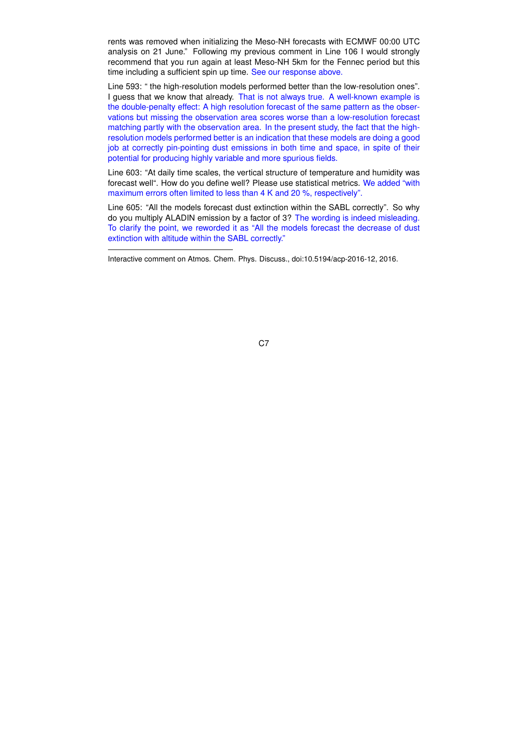rents was removed when initializing the Meso-NH forecasts with ECMWF 00:00 UTC analysis on 21 June." Following my previous comment in Line 106 I would strongly recommend that you run again at least Meso-NH 5km for the Fennec period but this time including a sufficient spin up time. See our response above.

Line 593: " the high-resolution models performed better than the low-resolution ones". I guess that we know that already. That is not always true. A well-known example is the double-penalty effect: A high resolution forecast of the same pattern as the observations but missing the observation area scores worse than a low-resolution forecast matching partly with the observation area. In the present study, the fact that the high-resolution models performed better is an indication that these models are doing a good job at correctly pin-pointing dust emissions in both time and space, in spite of their potential for producing highly variable and more spurious fields.

Line 603: "At daily time scales, the vertical structure of temperature and humidity was forecast well". How do you define well? Please use statistical metrics. We added "with maximum errors often limited to less than 4 K and 20 %, respectively".

Line 605: "All the models forecast dust extinction within the SABL correctly". So why do you multiply ALADIN emission by a factor of 3? The wording is indeed misleading. To clarify the point, we reworded it as "All the models forecast the decrease of dust extinction with altitude within the SABL correctly."

---

Interactive comment on Atmos. Chem. Phys. Discuss., doi:10.5194/acp-2016-12, 2016.